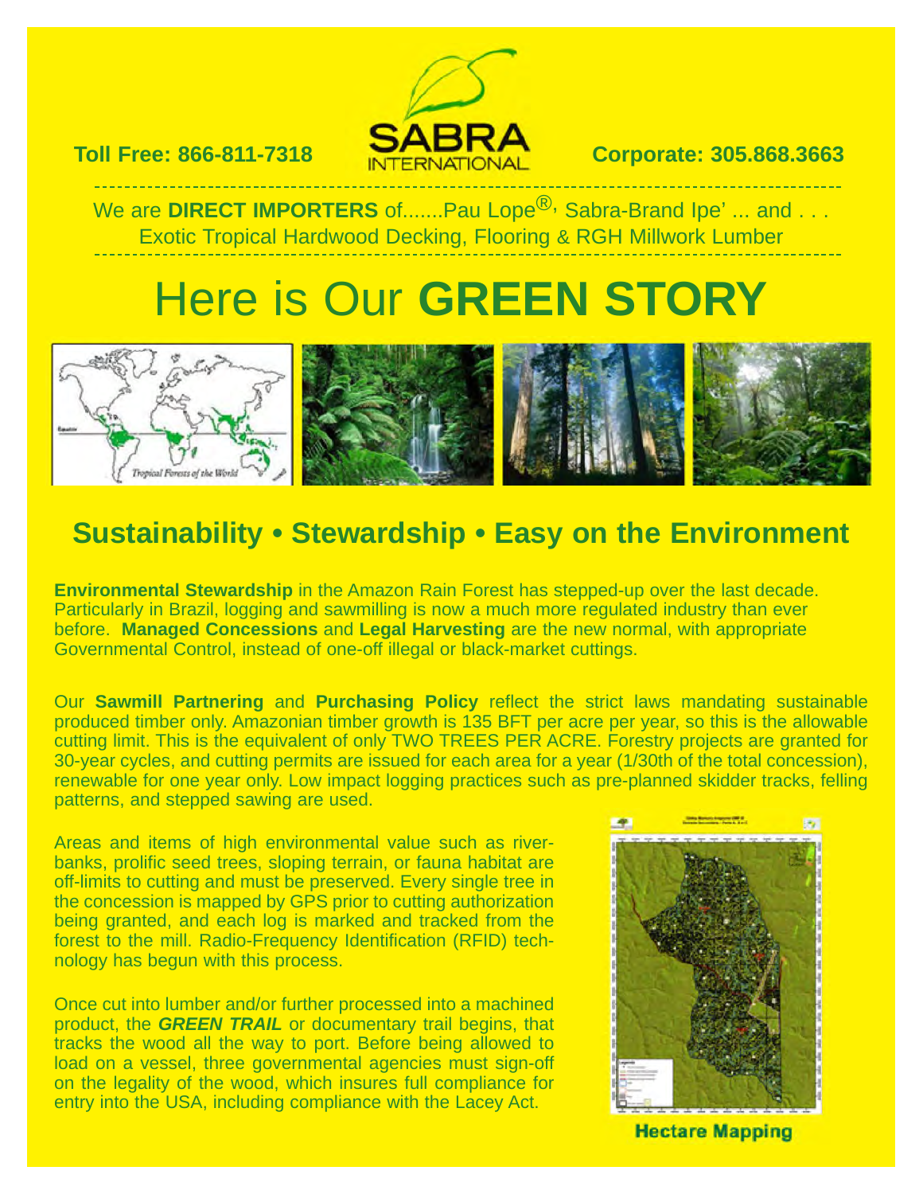**Toll Free: 866-811-7318** SABRA INTERNATIONAL **Corporate: 305.868.3663**

We are **DIRECT IMPORTERS** of.......Pau Lope®, Sabra-Brand Ipe' ... and . . .
Exotic Tropical Hardwood Decking, Flooring & RGH Millwork Lumber

# Here is Our **GREEN STORY**

Tropical Forests of the World

## Sustainability • Stewardship • Easy on the Environment

**Environmental Stewardship** in the Amazon Rain Forest has stepped-up over the last decade. Particularly in Brazil, logging and sawmilling is now a much more regulated industry than ever before. **Managed Concessions** and **Legal Harvesting** are the new normal, with appropriate Governmental Control, instead of one-off illegal or black-market cuttings.

Our **Sawmill Partnering** and **Purchasing Policy** reflect the strict laws mandating sustainable produced timber only. Amazonian timber growth is 135 BFT per acre per year, so this is the allowable cutting limit. This is the equivalent of only TWO TREES PER ACRE. Forestry projects are granted for 30-year cycles, and cutting permits are issued for each area for a year (1/30th of the total concession), renewable for one year only. Low impact logging practices such as pre-planned skidder tracks, felling patterns, and stepped sawing are used.

Areas and items of high environmental value such as river-banks, prolific seed trees, sloping terrain, or fauna habitat are off-limits to cutting and must be preserved. Every single tree in the concession is mapped by GPS prior to cutting authorization being granted, and each log is marked and tracked from the forest to the mill. Radio-Frequency Identification (RFID) technology has begun with this process.

Once cut into lumber and/or further processed into a machined product, the ***GREEN TRAIL*** or documentary trail begins, that tracks the wood all the way to port. Before being allowed to load on a vessel, three governmental agencies must sign-off on the legality of the wood, which insures full compliance for entry into the USA, including compliance with the Lacey Act.

**Hectare Mapping**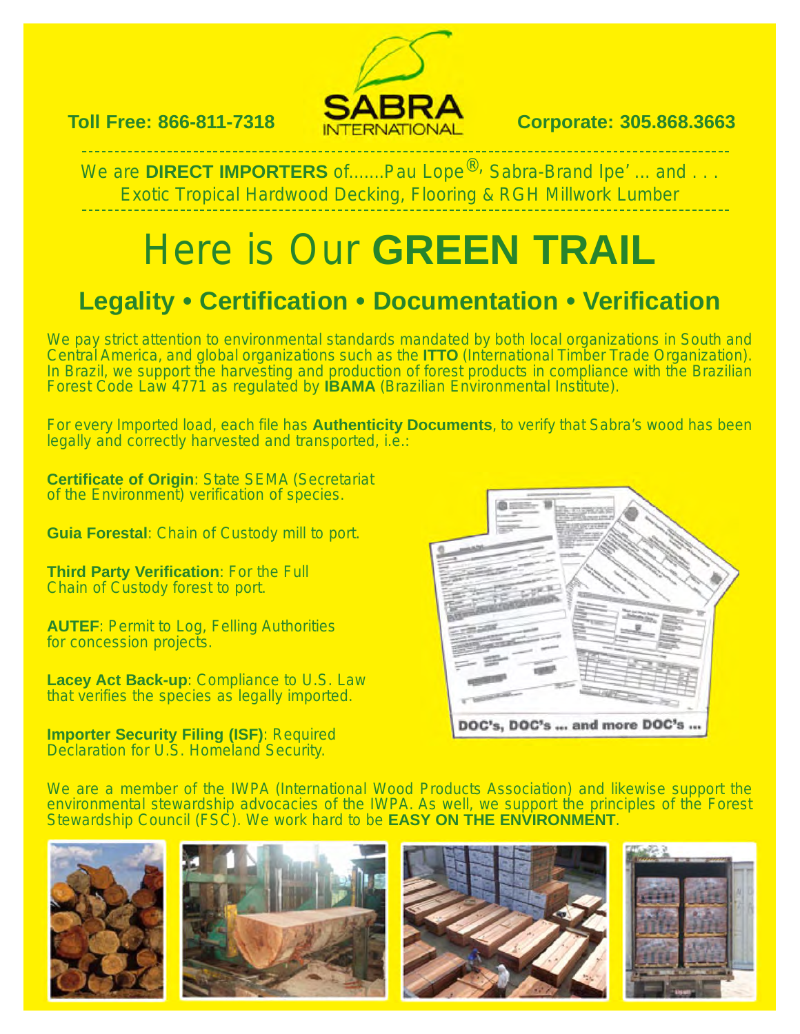Toll Free: 866-811-7318

SABRA INTERNATIONAL

Corporate: 305.868.3663

We are **DIRECT IMPORTERS** of.......Pau Lope®, Sabra-Brand Ipe' ... and . . .
Exotic Tropical Hardwood Decking, Flooring & RGH Millwork Lumber

# Here is Our **GREEN TRAIL**

## Legality • Certification • Documentation • Verification

We pay strict attention to environmental standards mandated by both local organizations in South and Central America, and global organizations such as the **ITTO** (International Timber Trade Organization). In Brazil, we support the harvesting and production of forest products in compliance with the Brazilian Forest Code Law 4771 as regulated by **IBAMA** (Brazilian Environmental Institute).

For every Imported load, each file has **Authenticity Documents**, to verify that Sabra's wood has been legally and correctly harvested and transported, i.e.:

**Certificate of Origin**: State SEMA (Secretariat of the Environment) verification of species.

**Guia Forestal**: Chain of Custody mill to port.

**Third Party Verification**: For the Full Chain of Custody forest to port.

**AUTEF**: Permit to Log, Felling Authorities for concession projects.

**Lacey Act Back-up**: Compliance to U.S. Law that verifies the species as legally imported.

**Importer Security Filing (ISF)**: Required Declaration for U.S. Homeland Security.

DOC's, DOC's ... and more DOC's ...

We are a member of the IWPA (International Wood Products Association) and likewise support the environmental stewardship advocacies of the IWPA. As well, we support the principles of the Forest Stewardship Council (FSC). We work hard to be **EASY ON THE ENVIRONMENT**.